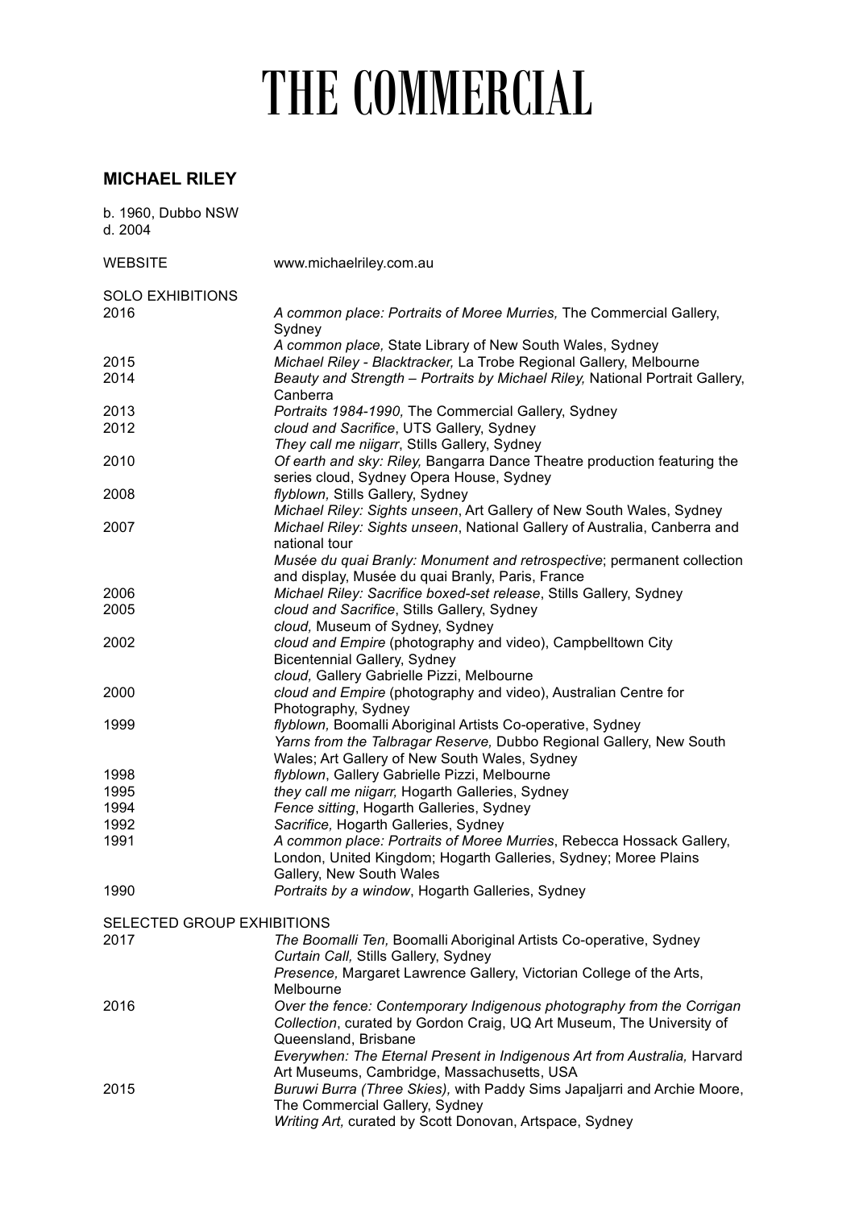# THE COMMERCIAL

## MICHAEL RILEY

b. 1960, Dubbo NSW
d. 2004

WEBSITE www.michaelriley.com.au

### SOLO EXHIBITIONS

**2016**
*A common place: Portraits of Moree Murries,* The Commercial Gallery, Sydney
*A common place,* State Library of New South Wales, Sydney

**2015**
*Michael Riley - Blacktracker,* La Trobe Regional Gallery, Melbourne

**2014**
*Beauty and Strength – Portraits by Michael Riley,* National Portrait Gallery, Canberra

**2013**
*Portraits 1984-1990,* The Commercial Gallery, Sydney

**2012**
*cloud and Sacrifice*, UTS Gallery, Sydney
*They call me niigarr*, Stills Gallery, Sydney

**2010**
*Of earth and sky: Riley,* Bangarra Dance Theatre production featuring the series cloud, Sydney Opera House, Sydney

**2008**
*flyblown,* Stills Gallery, Sydney
*Michael Riley: Sights unseen*, Art Gallery of New South Wales, Sydney

**2007**
*Michael Riley: Sights unseen*, National Gallery of Australia, Canberra and national tour
*Musée du quai Branly: Monument and retrospective*; permanent collection and display, Musée du quai Branly, Paris, France

**2006**
*Michael Riley: Sacrifice boxed-set release*, Stills Gallery, Sydney

**2005**
*cloud and Sacrifice*, Stills Gallery, Sydney
*cloud,* Museum of Sydney, Sydney

**2002**
*cloud and Empire* (photography and video), Campbelltown City Bicentennial Gallery, Sydney
*cloud,* Gallery Gabrielle Pizzi, Melbourne

**2000**
*cloud and Empire* (photography and video), Australian Centre for Photography, Sydney

**1999**
*flyblown,* Boomalli Aboriginal Artists Co-operative, Sydney
*Yarns from the Talbragar Reserve,* Dubbo Regional Gallery, New South Wales; Art Gallery of New South Wales, Sydney

**1998**
*flyblown*, Gallery Gabrielle Pizzi, Melbourne

**1995**
*they call me niigarr,* Hogarth Galleries, Sydney

**1994**
*Fence sitting*, Hogarth Galleries, Sydney

**1992**
*Sacrifice,* Hogarth Galleries, Sydney

**1991**
*A common place: Portraits of Moree Murries*, Rebecca Hossack Gallery, London, United Kingdom; Hogarth Galleries, Sydney; Moree Plains Gallery, New South Wales

**1990**
*Portraits by a window*, Hogarth Galleries, Sydney

### SELECTED GROUP EXHIBITIONS

**2017**
*The Boomalli Ten,* Boomalli Aboriginal Artists Co-operative, Sydney
*Curtain Call,* Stills Gallery, Sydney
*Presence,* Margaret Lawrence Gallery, Victorian College of the Arts, Melbourne

**2016**
*Over the fence: Contemporary Indigenous photography from the Corrigan Collection*, curated by Gordon Craig, UQ Art Museum, The University of Queensland, Brisbane
*Everywhen: The Eternal Present in Indigenous Art from Australia,* Harvard Art Museums, Cambridge, Massachusetts, USA

**2015**
*Buruwi Burra (Three Skies),* with Paddy Sims Japaljarri and Archie Moore, The Commercial Gallery, Sydney
*Writing Art,* curated by Scott Donovan, Artspace, Sydney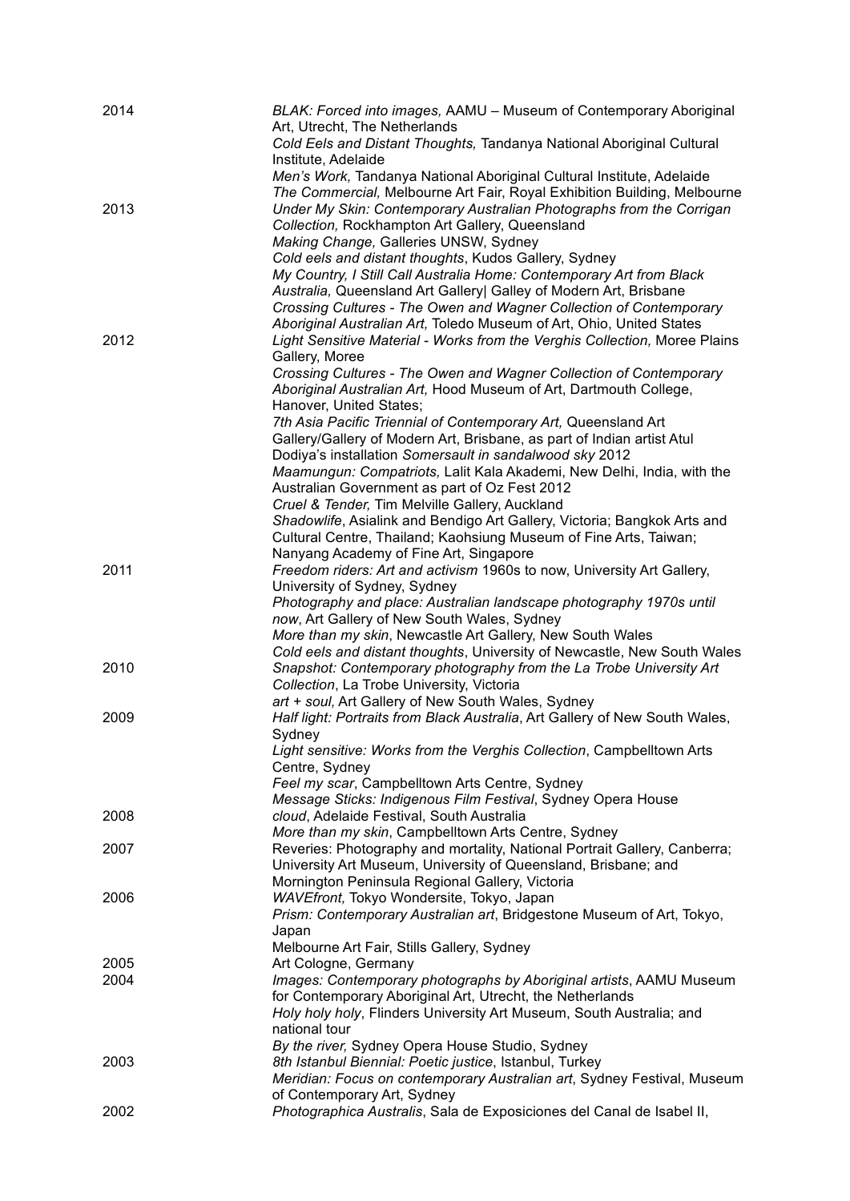2014

*BLAK: Forced into images,* AAMU – Museum of Contemporary Aboriginal Art, Utrecht, The Netherlands
*Cold Eels and Distant Thoughts,* Tandanya National Aboriginal Cultural Institute, Adelaide
*Men's Work,* Tandanya National Aboriginal Cultural Institute, Adelaide
*The Commercial,* Melbourne Art Fair, Royal Exhibition Building, Melbourne

2013

*Under My Skin: Contemporary Australian Photographs from the Corrigan Collection,* Rockhampton Art Gallery, Queensland
*Making Change,* Galleries UNSW, Sydney
*Cold eels and distant thoughts*, Kudos Gallery, Sydney
*My Country, I Still Call Australia Home: Contemporary Art from Black Australia,* Queensland Art Gallery| Galley of Modern Art, Brisbane
*Crossing Cultures - The Owen and Wagner Collection of Contemporary Aboriginal Australian Art,* Toledo Museum of Art, Ohio, United States

2012

*Light Sensitive Material - Works from the Verghis Collection,* Moree Plains Gallery, Moree
*Crossing Cultures - The Owen and Wagner Collection of Contemporary Aboriginal Australian Art,* Hood Museum of Art, Dartmouth College, Hanover, United States;
*7th Asia Pacific Triennial of Contemporary Art,* Queensland Art Gallery/Gallery of Modern Art, Brisbane, as part of Indian artist Atul Dodiya's installation *Somersault in sandalwood sky* 2012
*Maamungun: Compatriots,* Lalit Kala Akademi, New Delhi, India, with the Australian Government as part of Oz Fest 2012
*Cruel & Tender,* Tim Melville Gallery, Auckland
*Shadowlife*, Asialink and Bendigo Art Gallery, Victoria; Bangkok Arts and Cultural Centre, Thailand; Kaohsiung Museum of Fine Arts, Taiwan; Nanyang Academy of Fine Art, Singapore

2011

*Freedom riders: Art and activism* 1960s to now, University Art Gallery, University of Sydney, Sydney
*Photography and place: Australian landscape photography 1970s until now*, Art Gallery of New South Wales, Sydney
*More than my skin*, Newcastle Art Gallery, New South Wales
*Cold eels and distant thoughts*, University of Newcastle, New South Wales

2010

*Snapshot: Contemporary photography from the La Trobe University Art Collection*, La Trobe University, Victoria
*art + soul,* Art Gallery of New South Wales, Sydney

2009

*Half light: Portraits from Black Australia*, Art Gallery of New South Wales, Sydney
*Light sensitive: Works from the Verghis Collection*, Campbelltown Arts Centre, Sydney
*Feel my scar*, Campbelltown Arts Centre, Sydney
*Message Sticks: Indigenous Film Festival*, Sydney Opera House

2008

*cloud*, Adelaide Festival, South Australia
*More than my skin*, Campbelltown Arts Centre, Sydney

2007

Reveries: Photography and mortality, National Portrait Gallery, Canberra; University Art Museum, University of Queensland, Brisbane; and Mornington Peninsula Regional Gallery, Victoria

2006

*WAVEfront,* Tokyo Wondersite, Tokyo, Japan
*Prism: Contemporary Australian art*, Bridgestone Museum of Art, Tokyo, Japan
Melbourne Art Fair, Stills Gallery, Sydney

2005

Art Cologne, Germany

2004

*Images: Contemporary photographs by Aboriginal artists*, AAMU Museum for Contemporary Aboriginal Art, Utrecht, the Netherlands
*Holy holy holy*, Flinders University Art Museum, South Australia; and national tour
*By the river,* Sydney Opera House Studio, Sydney

2003

*8th Istanbul Biennial: Poetic justice*, Istanbul, Turkey
*Meridian: Focus on contemporary Australian art*, Sydney Festival, Museum of Contemporary Art, Sydney

2002

*Photographica Australis*, Sala de Exposiciones del Canal de Isabel II,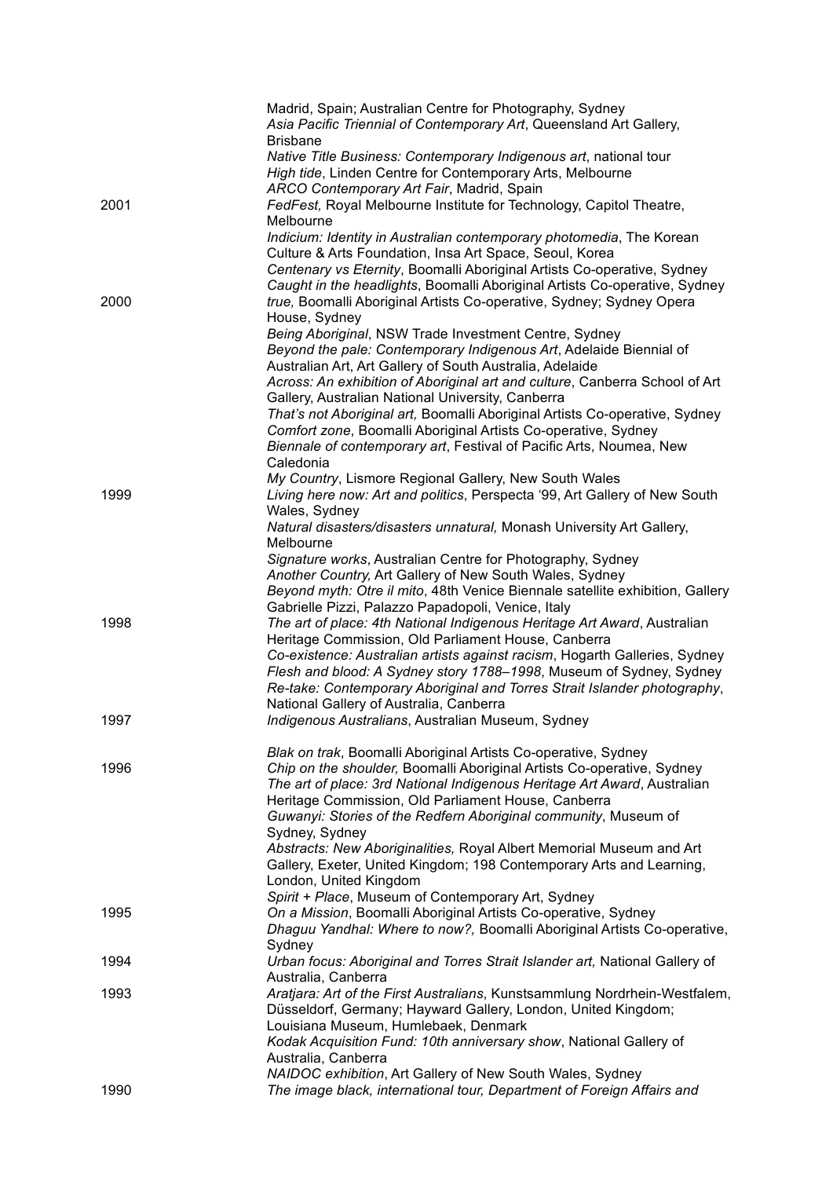| | |
|---|---|
| | Madrid, Spain; Australian Centre for Photography, Sydney |
| | *Asia Pacific Triennial of Contemporary Art*, Queensland Art Gallery, Brisbane |
| | *Native Title Business: Contemporary Indigenous art*, national tour |
| | *High tide*, Linden Centre for Contemporary Arts, Melbourne |
| | *ARCO Contemporary Art Fair*, Madrid, Spain |
| 2001 | *FedFest,* Royal Melbourne Institute for Technology, Capitol Theatre, Melbourne |
| | *Indicium: Identity in Australian contemporary photomedia*, The Korean Culture & Arts Foundation, Insa Art Space, Seoul, Korea |
| | *Centenary vs Eternity*, Boomalli Aboriginal Artists Co-operative, Sydney |
| | *Caught in the headlights*, Boomalli Aboriginal Artists Co-operative, Sydney |
| 2000 | *true,* Boomalli Aboriginal Artists Co-operative, Sydney; Sydney Opera House, Sydney |
| | *Being Aboriginal*, NSW Trade Investment Centre, Sydney |
| | *Beyond the pale: Contemporary Indigenous Art*, Adelaide Biennial of Australian Art, Art Gallery of South Australia, Adelaide |
| | *Across: An exhibition of Aboriginal art and culture*, Canberra School of Art Gallery, Australian National University, Canberra |
| | *That's not Aboriginal art,* Boomalli Aboriginal Artists Co-operative, Sydney |
| | *Comfort zone*, Boomalli Aboriginal Artists Co-operative, Sydney |
| | *Biennale of contemporary art*, Festival of Pacific Arts, Noumea, New Caledonia |
| | *My Country*, Lismore Regional Gallery, New South Wales |
| 1999 | *Living here now: Art and politics*, Perspecta '99, Art Gallery of New South Wales, Sydney |
| | *Natural disasters/disasters unnatural,* Monash University Art Gallery, Melbourne |
| | *Signature works*, Australian Centre for Photography, Sydney |
| | *Another Country,* Art Gallery of New South Wales, Sydney |
| | *Beyond myth: Otre il mito*, 48th Venice Biennale satellite exhibition, Gallery Gabrielle Pizzi, Palazzo Papadopoli, Venice, Italy |
| 1998 | *The art of place: 4th National Indigenous Heritage Art Award*, Australian Heritage Commission, Old Parliament House, Canberra |
| | *Co-existence: Australian artists against racism*, Hogarth Galleries, Sydney |
| | *Flesh and blood: A Sydney story 1788–1998*, Museum of Sydney, Sydney |
| | *Re-take: Contemporary Aboriginal and Torres Strait Islander photography*, National Gallery of Australia, Canberra |
| 1997 | *Indigenous Australians*, Australian Museum, Sydney |
| | *Blak on trak*, Boomalli Aboriginal Artists Co-operative, Sydney |
| 1996 | *Chip on the shoulder,* Boomalli Aboriginal Artists Co-operative, Sydney |
| | *The art of place: 3rd National Indigenous Heritage Art Award*, Australian Heritage Commission, Old Parliament House, Canberra |
| | *Guwanyi: Stories of the Redfern Aboriginal community*, Museum of Sydney, Sydney |
| | *Abstracts: New Aboriginalities,* Royal Albert Memorial Museum and Art Gallery, Exeter, United Kingdom; 198 Contemporary Arts and Learning, London, United Kingdom |
| | *Spirit + Place*, Museum of Contemporary Art, Sydney |
| 1995 | *On a Mission*, Boomalli Aboriginal Artists Co-operative, Sydney |
| | *Dhaguu Yandhal: Where to now?,* Boomalli Aboriginal Artists Co-operative, Sydney |
| 1994 | *Urban focus: Aboriginal and Torres Strait Islander art,* National Gallery of Australia, Canberra |
| 1993 | *Aratjara: Art of the First Australians*, Kunstsammlung Nordrhein-Westfalem, Düsseldorf, Germany; Hayward Gallery, London, United Kingdom; Louisiana Museum, Humlebaek, Denmark |
| | *Kodak Acquisition Fund: 10th anniversary show*, National Gallery of Australia, Canberra |
| | *NAIDOC exhibition*, Art Gallery of New South Wales, Sydney |
| 1990 | *The image black, international tour, Department of Foreign Affairs and* |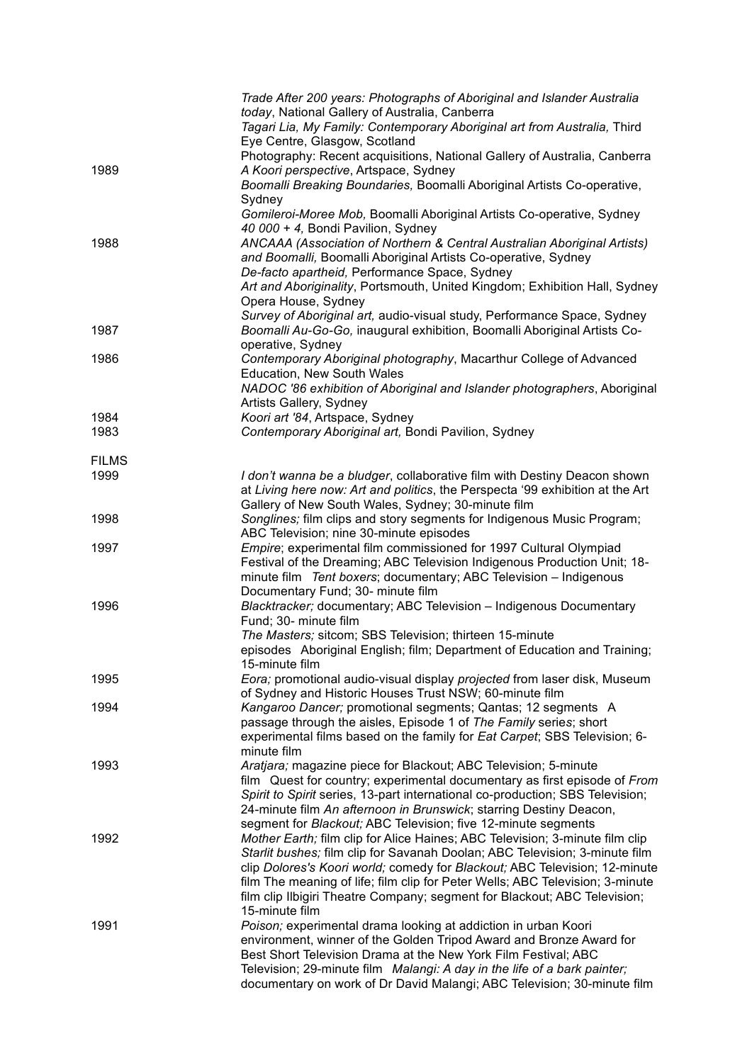| | |
|---|---|
| | *Trade After 200 years: Photographs of Aboriginal and Islander Australia today*, National Gallery of Australia, Canberra |
| | *Tagari Lia, My Family: Contemporary Aboriginal art from Australia,* Third Eye Centre, Glasgow, Scotland |
| | Photography: Recent acquisitions, National Gallery of Australia, Canberra |
| 1989 | *A Koori perspective*, Artspace, Sydney |
| | *Boomalli Breaking Boundaries,* Boomalli Aboriginal Artists Co-operative, Sydney |
| | *Gomileroi-Moree Mob,* Boomalli Aboriginal Artists Co-operative, Sydney |
| | *40 000 + 4,* Bondi Pavilion, Sydney |
| 1988 | *ANCAAA (Association of Northern & Central Australian Aboriginal Artists) and Boomalli,* Boomalli Aboriginal Artists Co-operative, Sydney |
| | *De-facto apartheid,* Performance Space, Sydney |
| | *Art and Aboriginality*, Portsmouth, United Kingdom; Exhibition Hall, Sydney Opera House, Sydney |
| | *Survey of Aboriginal art,* audio-visual study, Performance Space, Sydney |
| 1987 | *Boomalli Au-Go-Go,* inaugural exhibition, Boomalli Aboriginal Artists Co-operative, Sydney |
| 1986 | *Contemporary Aboriginal photography*, Macarthur College of Advanced Education, New South Wales |
| | *NADOC '86 exhibition of Aboriginal and Islander photographers*, Aboriginal Artists Gallery, Sydney |
| 1984 | *Koori art '84*, Artspace, Sydney |
| 1983 | *Contemporary Aboriginal art,* Bondi Pavilion, Sydney |

FILMS

| | |
|---|---|
| 1999 | *I don't wanna be a bludger*, collaborative film with Destiny Deacon shown at *Living here now: Art and politics*, the Perspecta '99 exhibition at the Art Gallery of New South Wales, Sydney; 30-minute film |
| 1998 | *Songlines;* film clips and story segments for Indigenous Music Program; ABC Television; nine 30-minute episodes |
| 1997 | *Empire*; experimental film commissioned for 1997 Cultural Olympiad Festival of the Dreaming; ABC Television Indigenous Production Unit; 18-minute film *Tent boxers*; documentary; ABC Television – Indigenous Documentary Fund; 30- minute film |
| 1996 | *Blacktracker;* documentary; ABC Television – Indigenous Documentary Fund; 30- minute film |
| | *The Masters;* sitcom; SBS Television; thirteen 15-minute episodes Aboriginal English; film; Department of Education and Training; 15-minute film |
| 1995 | *Eora;* promotional audio-visual display *projected* from laser disk, Museum of Sydney and Historic Houses Trust NSW; 60-minute film |
| 1994 | *Kangaroo Dancer;* promotional segments; Qantas; 12 segments A passage through the aisles, Episode 1 of *The Family* series; short experimental films based on the family for *Eat Carpet*; SBS Television; 6-minute film |
| 1993 | *Aratjara;* magazine piece for Blackout; ABC Television; 5-minute film Quest for country; experimental documentary as first episode of *From Spirit to Spirit* series, 13-part international co-production; SBS Television; 24-minute film *An afternoon in Brunswick*; starring Destiny Deacon, segment for *Blackout;* ABC Television; five 12-minute segments |
| 1992 | *Mother Earth;* film clip for Alice Haines; ABC Television; 3-minute film clip *Starlit bushes;* film clip for Savanah Doolan; ABC Television; 3-minute film clip *Dolores's Koori world;* comedy for *Blackout;* ABC Television; 12-minute film The meaning of life; film clip for Peter Wells; ABC Television; 3-minute film clip Ilbigiri Theatre Company; segment for Blackout; ABC Television; 15-minute film |
| 1991 | *Poison;* experimental drama looking at addiction in urban Koori environment, winner of the Golden Tripod Award and Bronze Award for Best Short Television Drama at the New York Film Festival; ABC Television; 29-minute film *Malangi: A day in the life of a bark painter;* documentary on work of Dr David Malangi; ABC Television; 30-minute film |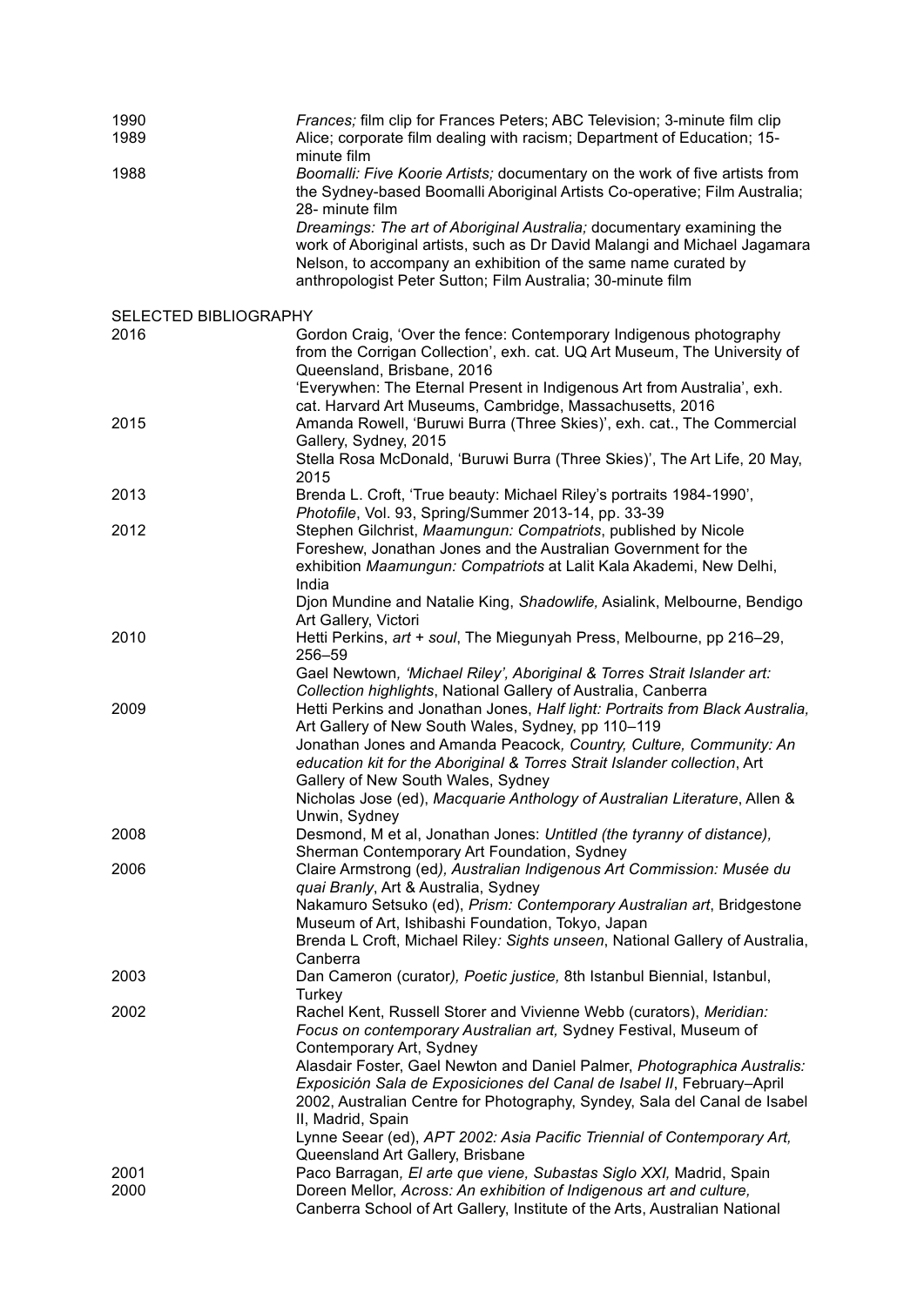1990 *Frances;* film clip for Frances Peters; ABC Television; 3-minute film clip

1989 Alice; corporate film dealing with racism; Department of Education; 15-minute film

1988 *Boomalli: Five Koorie Artists;* documentary on the work of five artists from the Sydney-based Boomalli Aboriginal Artists Co-operative; Film Australia; 28- minute film

*Dreamings: The art of Aboriginal Australia;* documentary examining the work of Aboriginal artists, such as Dr David Malangi and Michael Jagamara Nelson, to accompany an exhibition of the same name curated by anthropologist Peter Sutton; Film Australia; 30-minute film

## SELECTED BIBLIOGRAPHY

2016 Gordon Craig, 'Over the fence: Contemporary Indigenous photography from the Corrigan Collection', exh. cat. UQ Art Museum, The University of Queensland, Brisbane, 2016

'Everywhen: The Eternal Present in Indigenous Art from Australia', exh. cat. Harvard Art Museums, Cambridge, Massachusetts, 2016

2015 Amanda Rowell, 'Buruwi Burra (Three Skies)', exh. cat., The Commercial Gallery, Sydney, 2015

Stella Rosa McDonald, 'Buruwi Burra (Three Skies)', The Art Life, 20 May, 2015

2013 Brenda L. Croft, 'True beauty: Michael Riley's portraits 1984-1990', *Photofile*, Vol. 93, Spring/Summer 2013-14, pp. 33-39

2012 Stephen Gilchrist, *Maamungun: Compatriots*, published by Nicole Foreshew, Jonathan Jones and the Australian Government for the exhibition *Maamungun: Compatriots* at Lalit Kala Akademi, New Delhi, India

Djon Mundine and Natalie King, *Shadowlife,* Asialink, Melbourne, Bendigo Art Gallery, Victori

2010 Hetti Perkins, *art + soul*, The Miegunyah Press, Melbourne, pp 216–29, 256–59

Gael Newtown*, 'Michael Riley', Aboriginal & Torres Strait Islander art: Collection highlights*, National Gallery of Australia, Canberra

2009 Hetti Perkins and Jonathan Jones, *Half light: Portraits from Black Australia,* Art Gallery of New South Wales, Sydney, pp 110–119

Jonathan Jones and Amanda Peacock*, Country, Culture, Community: An education kit for the Aboriginal & Torres Strait Islander collection*, Art Gallery of New South Wales, Sydney

Nicholas Jose (ed), *Macquarie Anthology of Australian Literature*, Allen & Unwin, Sydney

2008 Desmond, M et al, Jonathan Jones: *Untitled (the tyranny of distance),* Sherman Contemporary Art Foundation, Sydney

2006 Claire Armstrong (ed*), Australian Indigenous Art Commission: Musée du quai Branly*, Art & Australia, Sydney

Nakamuro Setsuko (ed), *Prism: Contemporary Australian art*, Bridgestone Museum of Art, Ishibashi Foundation, Tokyo, Japan

Brenda L Croft, Michael Riley*: Sights unseen*, National Gallery of Australia, Canberra

2003 Dan Cameron (curator*), Poetic justice,* 8th Istanbul Biennial, Istanbul, Turkey

2002 Rachel Kent, Russell Storer and Vivienne Webb (curators), *Meridian: Focus on contemporary Australian art,* Sydney Festival, Museum of Contemporary Art, Sydney

Alasdair Foster, Gael Newton and Daniel Palmer, *Photographica Australis: Exposición Sala de Exposiciones del Canal de Isabel II*, February–April 2002, Australian Centre for Photography, Syndey, Sala del Canal de Isabel II, Madrid, Spain

Lynne Seear (ed), *APT 2002: Asia Pacific Triennial of Contemporary Art,* Queensland Art Gallery, Brisbane

2001 Paco Barragan*, El arte que viene, Subastas Siglo XXI,* Madrid, Spain

2000 Doreen Mellor, *Across: An exhibition of Indigenous art and culture,* Canberra School of Art Gallery, Institute of the Arts, Australian National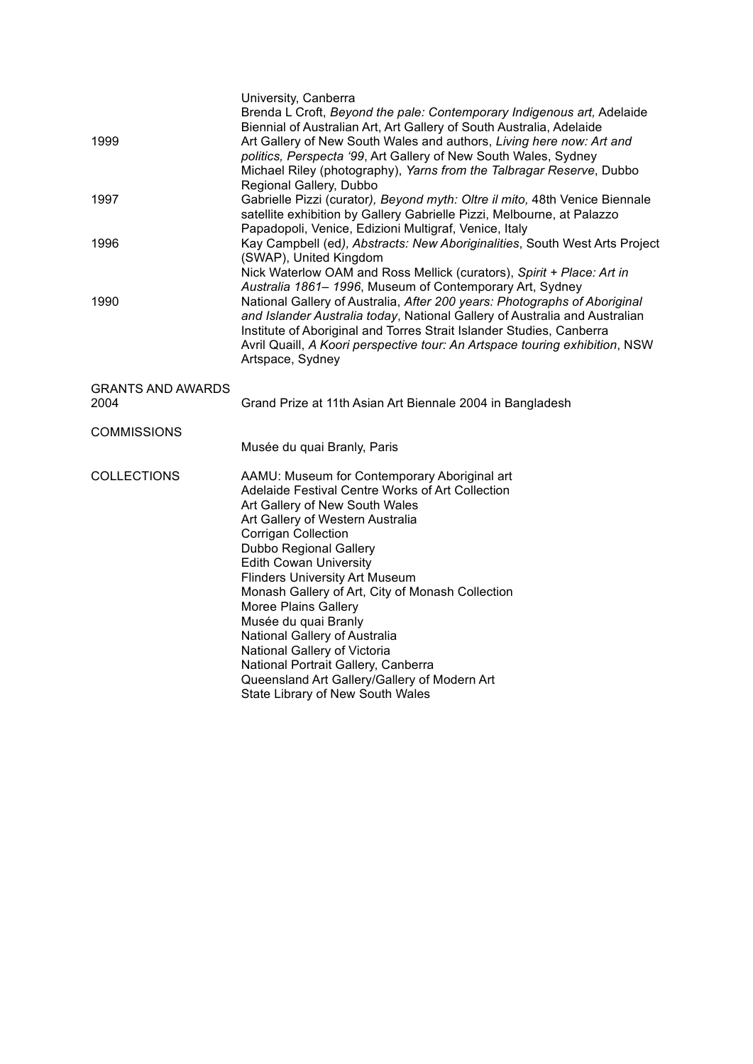University, Canberra
Brenda L Croft, *Beyond the pale: Contemporary Indigenous art,* Adelaide Biennial of Australian Art, Art Gallery of South Australia, Adelaide

1999
Art Gallery of New South Wales and authors, *Living here now: Art and politics, Perspecta '99*, Art Gallery of New South Wales, Sydney
Michael Riley (photography), *Yarns from the Talbragar Reserve*, Dubbo Regional Gallery, Dubbo

1997
Gabrielle Pizzi (curator*), Beyond myth: Oltre il mito,* 48th Venice Biennale satellite exhibition by Gallery Gabrielle Pizzi, Melbourne, at Palazzo Papadopoli, Venice, Edizioni Multigraf, Venice, Italy

1996
Kay Campbell (ed*), Abstracts: New Aboriginalities*, South West Arts Project (SWAP), United Kingdom
Nick Waterlow OAM and Ross Mellick (curators), *Spirit + Place: Art in Australia 1861– 1996*, Museum of Contemporary Art, Sydney

1990
National Gallery of Australia, *After 200 years: Photographs of Aboriginal and Islander Australia today*, National Gallery of Australia and Australian Institute of Aboriginal and Torres Strait Islander Studies, Canberra
Avril Quaill, *A Koori perspective tour: An Artspace touring exhibition*, NSW Artspace, Sydney

## GRANTS AND AWARDS

2004
Grand Prize at 11th Asian Art Biennale 2004 in Bangladesh

## COMMISSIONS

Musée du quai Branly, Paris

## COLLECTIONS

AAMU: Museum for Contemporary Aboriginal art
Adelaide Festival Centre Works of Art Collection
Art Gallery of New South Wales
Art Gallery of Western Australia
Corrigan Collection
Dubbo Regional Gallery
Edith Cowan University
Flinders University Art Museum
Monash Gallery of Art, City of Monash Collection
Moree Plains Gallery
Musée du quai Branly
National Gallery of Australia
National Gallery of Victoria
National Portrait Gallery, Canberra
Queensland Art Gallery/Gallery of Modern Art
State Library of New South Wales